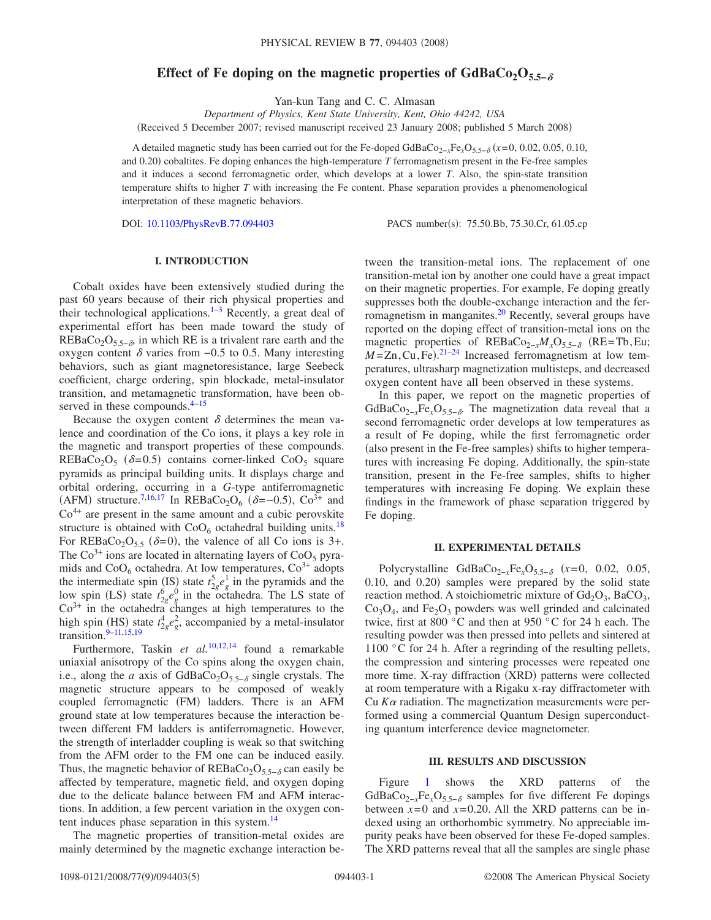# Effect of Fe doping on the magnetic properties of $GdBaCo_2O_{5.5-\delta}$

Yan-kun Tang and C. C. Almasan

*Department of Physics, Kent State University, Kent, Ohio 44242, USA*

(Received 5 December 2007; revised manuscript received 23 January 2008; published 5 March 2008)

A detailed magnetic study has been carried out for the Fe-doped $GdBaCo_{2-x}Fe_xO_{5.5-\delta}$ ($x$=0, 0.02, 0.05, 0.10, and 0.20) cobaltites. Fe doping enhances the high-temperature $T$ ferromagnetism present in the Fe-free samples and it induces a second ferromagnetic order, which develops at a lower $T$. Also, the spin-state transition temperature shifts to higher $T$ with increasing the Fe content. Phase separation provides a phenomenological interpretation of these magnetic behaviors.

DOI: 10.1103/PhysRevB.77.094403    PACS number(s): 75.50.Bb, 75.30.Cr, 61.05.cp

## I. INTRODUCTION

Cobalt oxides have been extensively studied during the past 60 years because of their rich physical properties and their technological applications.[1–3] Recently, a great deal of experimental effort has been made toward the study of $REBaCo_2O_{5.5-\delta}$, in which RE is a trivalent rare earth and the oxygen content $\delta$ varies from −0.5 to 0.5. Many interesting behaviors, such as giant magnetoresistance, large Seebeck coefficient, charge ordering, spin blockade, metal-insulator transition, and metamagnetic transformation, have been observed in these compounds.[4–15]

Because the oxygen content $\delta$ determines the mean valence and coordination of the Co ions, it plays a key role in the magnetic and transport properties of these compounds. $REBaCo_2O_5$ ($\delta$=0.5) contains corner-linked $CoO_5$ square pyramids as principal building units. It displays charge and orbital ordering, occurring in a $G$-type antiferromagnetic (AFM) structure.[7,16,17] In $REBaCo_2O_6$ ($\delta$=−0.5), $Co^{3+}$ and $Co^{4+}$ are present in the same amount and a cubic perovskite structure is obtained with $CoO_6$ octahedral building units.[18] For $REBaCo_2O_{5.5}$ ($\delta$=0), the valence of all Co ions is 3+. The $Co^{3+}$ ions are located in alternating layers of $CoO_5$ pyramids and $CoO_6$ octahedra. At low temperatures, $Co^{3+}$ adopts the intermediate spin (IS) state $t_{2g}^5e_g^1$ in the pyramids and the low spin (LS) state $t_{2g}^6e_g^0$ in the octahedra. The LS state of $Co^{3+}$ in the octahedra changes at high temperatures to the high spin (HS) state $t_{2g}^4e_g^2$, accompanied by a metal-insulator transition.[9–11,15,19]

Furthermore, Taskin *et al.*[10,12,14] found a remarkable uniaxial anisotropy of the Co spins along the oxygen chain, i.e., along the $a$ axis of $GdBaCo_2O_{5.5-\delta}$ single crystals. The magnetic structure appears to be composed of weakly coupled ferromagnetic (FM) ladders. There is an AFM ground state at low temperatures because the interaction between different FM ladders is antiferromagnetic. However, the strength of interladder coupling is weak so that switching from the AFM order to the FM one can be induced easily. Thus, the magnetic behavior of $REBaCo_2O_{5.5-\delta}$ can easily be affected by temperature, magnetic field, and oxygen doping due to the delicate balance between FM and AFM interactions. In addition, a few percent variation in the oxygen content induces phase separation in this system.[14]

The magnetic properties of transition-metal oxides are mainly determined by the magnetic exchange interaction between the transition-metal ions. The replacement of one transition-metal ion by another one could have a great impact on their magnetic properties. For example, Fe doping greatly suppresses both the double-exchange interaction and the ferromagnetism in manganites.[20] Recently, several groups have reported on the doping effect of transition-metal ions on the magnetic properties of $REBaCo_{2-x}M_xO_{5.5-\delta}$ (RE=Tb,Eu; $M$=Zn,Cu,Fe).[21–24] Increased ferromagnetism at low temperatures, ultrasharp magnetization multisteps, and decreased oxygen content have all been observed in these systems.

In this paper, we report on the magnetic properties of $GdBaCo_{2-x}Fe_xO_{5.5-\delta}$. The magnetization data reveal that a second ferromagnetic order develops at low temperatures as a result of Fe doping, while the first ferromagnetic order (also present in the Fe-free samples) shifts to higher temperatures with increasing Fe doping. Additionally, the spin-state transition, present in the Fe-free samples, shifts to higher temperatures with increasing Fe doping. We explain these findings in the framework of phase separation triggered by Fe doping.

## II. EXPERIMENTAL DETAILS

Polycrystalline $GdBaCo_{2-x}Fe_xO_{5.5-\delta}$ ($x$=0, 0.02, 0.05, 0.10, and 0.20) samples were prepared by the solid state reaction method. A stoichiometric mixture of $Gd_2O_3$, $BaCO_3$, $Co_3O_4$, and $Fe_2O_3$ powders was well grinded and calcinated twice, first at 800 °C and then at 950 °C for 24 h each. The resulting powder was then pressed into pellets and sintered at 1100 °C for 24 h. After a regrinding of the resulting pellets, the compression and sintering processes were repeated one more time. X-ray diffraction (XRD) patterns were collected at room temperature with a Rigaku x-ray diffractometer with Cu $K\alpha$ radiation. The magnetization measurements were performed using a commercial Quantum Design superconducting quantum interference device magnetometer.

## III. RESULTS AND DISCUSSION

Figure 1 shows the XRD patterns of the $GdBaCo_{2-x}Fe_xO_{5.5-\delta}$ samples for five different Fe dopings between $x$=0 and $x$=0.20. All the XRD patterns can be indexed using an orthorhombic symmetry. No appreciable impurity peaks have been observed for these Fe-doped samples. The XRD patterns reveal that all the samples are single phase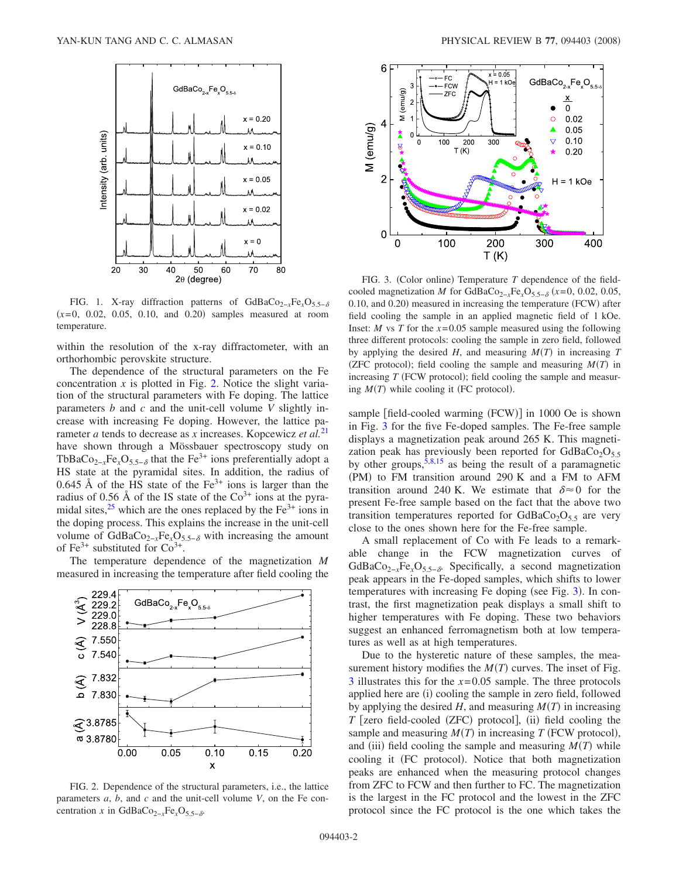FIG. 1. X-ray diffraction patterns of $GdBaCo_{2-x}Fe_xO_{5.5-\delta}$ ($x$=0, 0.02, 0.05, 0.10, and 0.20) samples measured at room temperature.

within the resolution of the x-ray diffractometer, with an orthorhombic perovskite structure.

The dependence of the structural parameters on the Fe concentration $x$ is plotted in Fig. 2. Notice the slight variation of the structural parameters with Fe doping. The lattice parameters $b$ and $c$ and the unit-cell volume $V$ slightly increase with increasing Fe doping. However, the lattice parameter $a$ tends to decrease as $x$ increases. Kopcewicz *et al.*[21] have shown through a Mössbauer spectroscopy study on $TbBaCo_{2-x}Fe_xO_{5.5-\delta}$ that the $Fe^{3+}$ ions preferentially adopt a HS state at the pyramidal sites. In addition, the radius of 0.645 Å of the HS state of the $Fe^{3+}$ ions is larger than the radius of 0.56 Å of the IS state of the $Co^{3+}$ ions at the pyramidal sites,[25] which are the ones replaced by the $Fe^{3+}$ ions in the doping process. This explains the increase in the unit-cell volume of $GdBaCo_{2-x}Fe_xO_{5.5-\delta}$ with increasing the amount of $Fe^{3+}$ substituted for $Co^{3+}$.

The temperature dependence of the magnetization $M$ measured in increasing the temperature after field cooling the

FIG. 2. Dependence of the structural parameters, i.e., the lattice parameters $a$, $b$, and $c$ and the unit-cell volume $V$, on the Fe concentration $x$ in $GdBaCo_{2-x}Fe_xO_{5.5-\delta}$.

FIG. 3. (Color online) Temperature $T$ dependence of the field-cooled magnetization $M$ for $GdBaCo_{2-x}Fe_xO_{5.5-\delta}$ ($x$=0, 0.02, 0.05, 0.10, and 0.20) measured in increasing the temperature (FCW) after field cooling the sample in an applied magnetic field of 1 kOe. Inset: $M$ vs $T$ for the $x$=0.05 sample measured using the following three different protocols: cooling the sample in zero field, followed by applying the desired $H$, and measuring $M(T)$ in increasing $T$ (ZFC protocol); field cooling the sample and measuring $M(T)$ in increasing $T$ (FCW protocol); field cooling the sample and measuring $M(T)$ while cooling it (FC protocol).

sample [field-cooled warming (FCW)] in 1000 Oe is shown in Fig. 3 for the five Fe-doped samples. The Fe-free sample displays a magnetization peak around 265 K. This magnetization peak has previously been reported for $GdBaCo_2O_{5.5}$ by other groups,[5,8,15] as being the result of a paramagnetic (PM) to FM transition around 290 K and a FM to AFM transition around 240 K. We estimate that $\delta \approx 0$ for the present Fe-free sample based on the fact that the above two transition temperatures reported for $GdBaCo_2O_{5.5}$ are very close to the ones shown here for the Fe-free sample.

A small replacement of Co with Fe leads to a remarkable change in the FCW magnetization curves of $GdBaCo_{2-x}Fe_xO_{5.5-\delta}$. Specifically, a second magnetization peak appears in the Fe-doped samples, which shifts to lower temperatures with increasing Fe doping (see Fig. 3). In contrast, the first magnetization peak displays a small shift to higher temperatures with Fe doping. These two behaviors suggest an enhanced ferromagnetism both at low temperatures as well as at high temperatures.

Due to the hysteretic nature of these samples, the measurement history modifies the $M(T)$ curves. The inset of Fig. 3 illustrates this for the $x$=0.05 sample. The three protocols applied here are (i) cooling the sample in zero field, followed by applying the desired $H$, and measuring $M(T)$ in increasing $T$ [zero field-cooled (ZFC) protocol], (ii) field cooling the sample and measuring $M(T)$ in increasing $T$ (FCW protocol), and (iii) field cooling the sample and measuring $M(T)$ while cooling it (FC protocol). Notice that both magnetization peaks are enhanced when the measuring protocol changes from ZFC to FCW and then further to FC. The magnetization is the largest in the FC protocol and the lowest in the ZFC protocol since the FC protocol is the one which takes the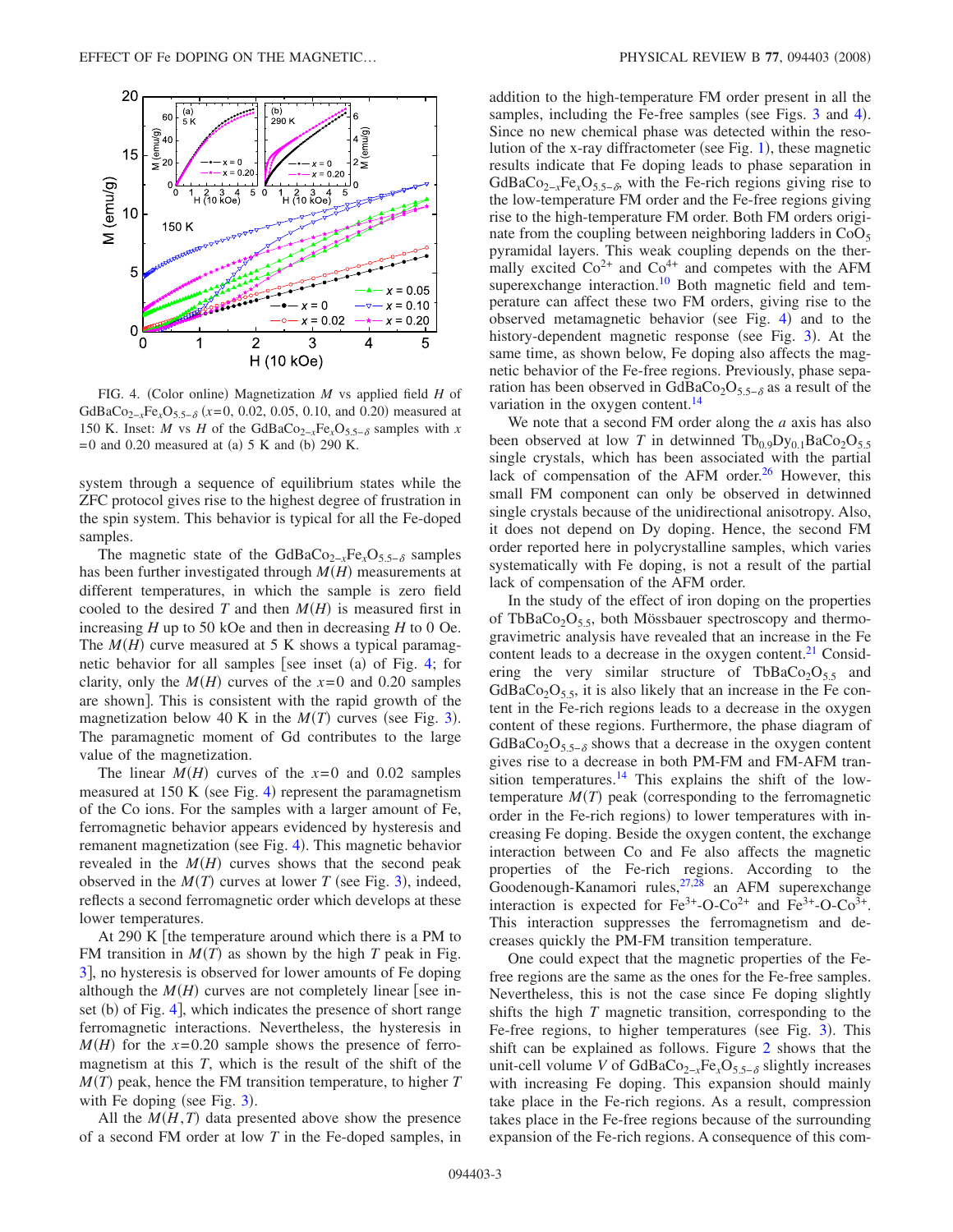FIG. 4. (Color online) Magnetization $M$ vs applied field $H$ of $GdBaCo_{2-x}Fe_xO_{5.5-\delta}$ ($x$=0, 0.02, 0.05, 0.10, and 0.20) measured at 150 K. Inset: $M$ vs $H$ of the $GdBaCo_{2-x}Fe_xO_{5.5-\delta}$ samples with $x$=0 and 0.20 measured at (a) 5 K and (b) 290 K.

system through a sequence of equilibrium states while the ZFC protocol gives rise to the highest degree of frustration in the spin system. This behavior is typical for all the Fe-doped samples.

The magnetic state of the $GdBaCo_{2-x}Fe_xO_{5.5-\delta}$ samples has been further investigated through $M(H)$ measurements at different temperatures, in which the sample is zero field cooled to the desired $T$ and then $M(H)$ is measured first in increasing $H$ up to 50 kOe and then in decreasing $H$ to 0 Oe. The $M(H)$ curve measured at 5 K shows a typical paramagnetic behavior for all samples [see inset (a) of Fig. 4; for clarity, only the $M(H)$ curves of the $x$=0 and 0.20 samples are shown]. This is consistent with the rapid growth of the magnetization below 40 K in the $M(T)$ curves (see Fig. 3). The paramagnetic moment of Gd contributes to the large value of the magnetization.

The linear $M(H)$ curves of the $x$=0 and 0.02 samples measured at 150 K (see Fig. 4) represent the paramagnetism of the Co ions. For the samples with a larger amount of Fe, ferromagnetic behavior appears evidenced by hysteresis and remanent magnetization (see Fig. 4). This magnetic behavior revealed in the $M(H)$ curves shows that the second peak observed in the $M(T)$ curves at lower $T$ (see Fig. 3), indeed, reflects a second ferromagnetic order which develops at these lower temperatures.

At 290 K [the temperature around which there is a PM to FM transition in $M(T)$ as shown by the high $T$ peak in Fig. 3], no hysteresis is observed for lower amounts of Fe doping although the $M(H)$ curves are not completely linear [see inset (b) of Fig. 4], which indicates the presence of short range ferromagnetic interactions. Nevertheless, the hysteresis in $M(H)$ for the $x$=0.20 sample shows the presence of ferromagnetism at this $T$, which is the result of the shift of the $M(T)$ peak, hence the FM transition temperature, to higher $T$ with Fe doping (see Fig. 3).

All the $M(H,T)$ data presented above show the presence of a second FM order at low $T$ in the Fe-doped samples, in addition to the high-temperature FM order present in all the samples, including the Fe-free samples (see Figs. 3 and 4). Since no new chemical phase was detected within the resolution of the x-ray diffractometer (see Fig. 1), these magnetic results indicate that Fe doping leads to phase separation in $GdBaCo_{2-x}Fe_xO_{5.5-\delta}$, with the Fe-rich regions giving rise to the low-temperature FM order and the Fe-free regions giving rise to the high-temperature FM order. Both FM orders originate from the coupling between neighboring ladders in $CoO_5$ pyramidal layers. This weak coupling depends on the thermally excited $Co^{2+}$ and $Co^{4+}$ and competes with the AFM superexchange interaction.[10] Both magnetic field and temperature can affect these two FM orders, giving rise to the observed metamagnetic behavior (see Fig. 4) and to the history-dependent magnetic response (see Fig. 3). At the same time, as shown below, Fe doping also affects the magnetic behavior of the Fe-free regions. Previously, phase separation has been observed in $GdBaCo_2O_{5.5-\delta}$ as a result of the variation in the oxygen content.[14]

We note that a second FM order along the $a$ axis has also been observed at low $T$ in detwinned $Tb_{0.9}Dy_{0.1}BaCo_2O_{5.5}$ single crystals, which has been associated with the partial lack of compensation of the AFM order.[26] However, this small FM component can only be observed in detwinned single crystals because of the unidirectional anisotropy. Also, it does not depend on Dy doping. Hence, the second FM order reported here in polycrystalline samples, which varies systematically with Fe doping, is not a result of the partial lack of compensation of the AFM order.

In the study of the effect of iron doping on the properties of $TbBaCo_2O_{5.5}$, both Mössbauer spectroscopy and thermogravimetric analysis have revealed that an increase in the Fe content leads to a decrease in the oxygen content.[21] Considering the very similar structure of $TbBaCo_2O_{5.5}$ and $GdBaCo_2O_{5.5}$, it is also likely that an increase in the Fe content in the Fe-rich regions leads to a decrease in the oxygen content of these regions. Furthermore, the phase diagram of $GdBaCo_2O_{5.5-\delta}$ shows that a decrease in the oxygen content gives rise to a decrease in both PM-FM and FM-AFM transition temperatures.[14] This explains the shift of the low-temperature $M(T)$ peak (corresponding to the ferromagnetic order in the Fe-rich regions) to lower temperatures with increasing Fe doping. Beside the oxygen content, the exchange interaction between Co and Fe also affects the magnetic properties of the Fe-rich regions. According to the Goodenough-Kanamori rules,[27,28] an AFM superexchange interaction is expected for $Fe^{3+}$-O-$Co^{2+}$ and $Fe^{3+}$-O-$Co^{3+}$. This interaction suppresses the ferromagnetism and decreases quickly the PM-FM transition temperature.

One could expect that the magnetic properties of the Fe-free regions are the same as the ones for the Fe-free samples. Nevertheless, this is not the case since Fe doping slightly shifts the high $T$ magnetic transition, corresponding to the Fe-free regions, to higher temperatures (see Fig. 3). This shift can be explained as follows. Figure 2 shows that the unit-cell volume $V$ of $GdBaCo_{2-x}Fe_xO_{5.5-\delta}$ slightly increases with increasing Fe doping. This expansion should mainly take place in the Fe-rich regions. As a result, compression takes place in the Fe-free regions because of the surrounding expansion of the Fe-rich regions. A consequence of this com-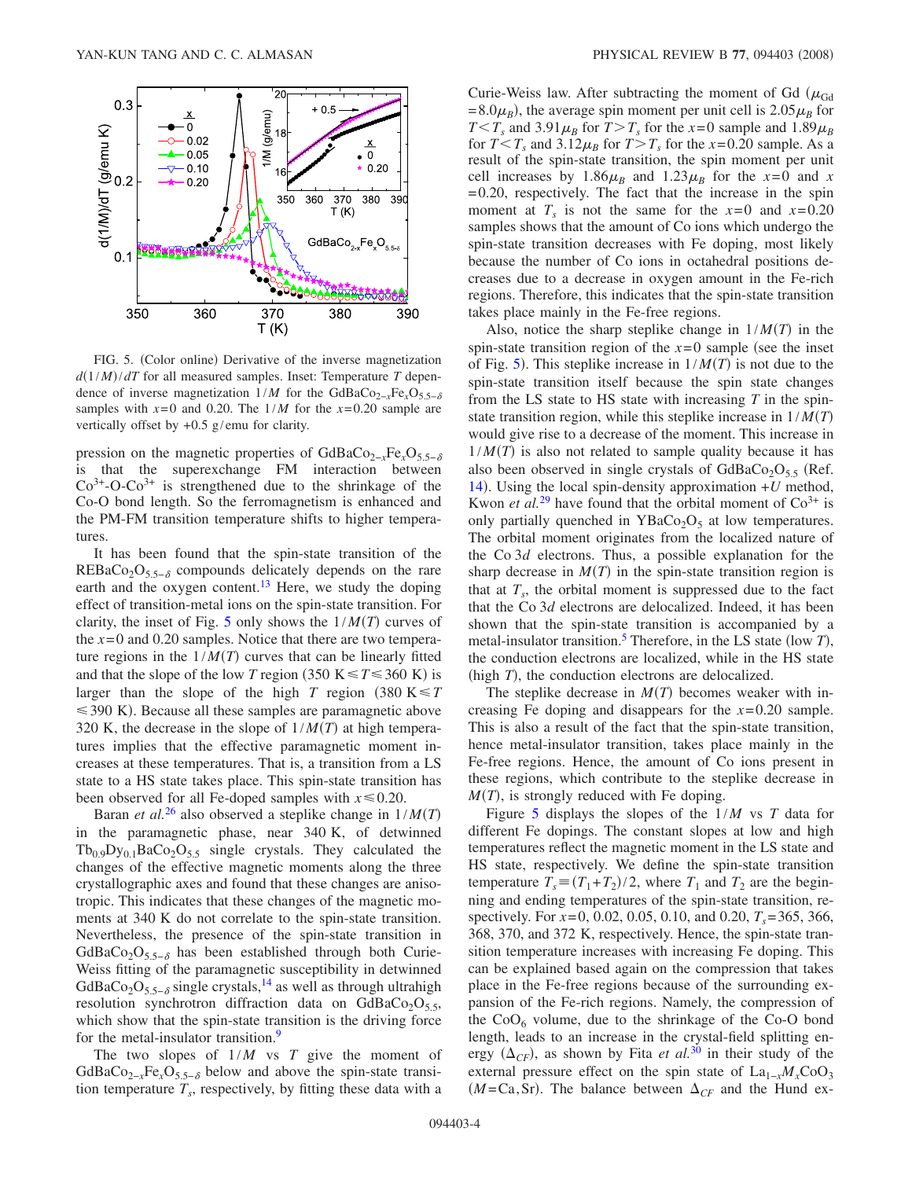FIG. 5. (Color online) Derivative of the inverse magnetization $d(1/M)/dT$ for all measured samples. Inset: Temperature $T$ dependence of inverse magnetization $1/M$ for the $GdBaCo_{2-x}Fe_xO_{5.5-\delta}$ samples with $x=0$ and 0.20. The $1/M$ for the $x=0.20$ sample are vertically offset by +0.5 g/emu for clarity.

pression on the magnetic properties of $GdBaCo_{2-x}Fe_xO_{5.5-\delta}$ is that the superexchange FM interaction between $Co^{3+}$-O-$Co^{3+}$ is strengthened due to the shrinkage of the Co-O bond length. So the ferromagnetism is enhanced and the PM-FM transition temperature shifts to higher temperatures.

It has been found that the spin-state transition of the $REBaCo_2O_{5.5-\delta}$ compounds delicately depends on the rare earth and the oxygen content.[13] Here, we study the doping effect of transition-metal ions on the spin-state transition. For clarity, the inset of Fig. 5 only shows the $1/M(T)$ curves of the $x=0$ and 0.20 samples. Notice that there are two temperature regions in the $1/M(T)$ curves that can be linearly fitted and that the slope of the low $T$ region ($350\ \text{K} \leq T \leq 360\ \text{K}$) is larger than the slope of the high $T$ region ($380\ \text{K} \leq T \leq 390\ \text{K}$). Because all these samples are paramagnetic above 320 K, the decrease in the slope of $1/M(T)$ at high temperatures implies that the effective paramagnetic moment increases at these temperatures. That is, a transition from a LS state to a HS state takes place. This spin-state transition has been observed for all Fe-doped samples with $x \leq 0.20$.

Baran *et al.*[26] also observed a steplike change in $1/M(T)$ in the paramagnetic phase, near 340 K, of detwinned $Tb_{0.9}Dy_{0.1}BaCo_2O_{5.5}$ single crystals. They calculated the changes of the effective magnetic moments along the three crystallographic axes and found that these changes are anisotropic. This indicates that these changes of the magnetic moments at 340 K do not correlate to the spin-state transition. Nevertheless, the presence of the spin-state transition in $GdBaCo_2O_{5.5-\delta}$ has been established through both Curie-Weiss fitting of the paramagnetic susceptibility in detwinned $GdBaCo_2O_{5.5-\delta}$ single crystals,[14] as well as through ultrahigh resolution synchrotron diffraction data on $GdBaCo_2O_{5.5}$, which show that the spin-state transition is the driving force for the metal-insulator transition.[9]

The two slopes of $1/M$ vs $T$ give the moment of $GdBaCo_{2-x}Fe_xO_{5.5-\delta}$ below and above the spin-state transition temperature $T_s$, respectively, by fitting these data with a Curie-Weiss law. After subtracting the moment of Gd ($\mu_{Gd} = 8.0\mu_B$), the average spin moment per unit cell is $2.05\mu_B$ for $T < T_s$ and $3.91\mu_B$ for $T > T_s$ for the $x=0$ sample and $1.89\mu_B$ for $T < T_s$ and $3.12\mu_B$ for $T > T_s$ for the $x=0.20$ sample. As a result of the spin-state transition, the spin moment per unit cell increases by $1.86\mu_B$ and $1.23\mu_B$ for the $x=0$ and $x=0.20$, respectively. The fact that the increase in the spin moment at $T_s$ is not the same for the $x=0$ and $x=0.20$ samples shows that the amount of Co ions which undergo the spin-state transition decreases with Fe doping, most likely because the number of Co ions in octahedral positions decreases due to a decrease in oxygen amount in the Fe-rich regions. Therefore, this indicates that the spin-state transition takes place mainly in the Fe-free regions.

Also, notice the sharp steplike change in $1/M(T)$ in the spin-state transition region of the $x=0$ sample (see the inset of Fig. 5). This steplike increase in $1/M(T)$ is not due to the spin-state transition itself because the spin state changes from the LS state to HS state with increasing $T$ in the spin-state transition region, while this steplike increase in $1/M(T)$ would give rise to a decrease of the moment. This increase in $1/M(T)$ is also not related to sample quality because it has also been observed in single crystals of $GdBaCo_2O_{5.5}$ (Ref. 14). Using the local spin-density approximation $+U$ method, Kwon *et al.*[29] have found that the orbital moment of $Co^{3+}$ is only partially quenched in $YBaCo_2O_5$ at low temperatures. The orbital moment originates from the localized nature of the Co 3$d$ electrons. Thus, a possible explanation for the sharp decrease in $M(T)$ in the spin-state transition region is that at $T_s$, the orbital moment is suppressed due to the fact that the Co 3$d$ electrons are delocalized. Indeed, it has been shown that the spin-state transition is accompanied by a metal-insulator transition.[5] Therefore, in the LS state (low $T$), the conduction electrons are localized, while in the HS state (high $T$), the conduction electrons are delocalized.

The steplike decrease in $M(T)$ becomes weaker with increasing Fe doping and disappears for the $x=0.20$ sample. This is also a result of the fact that the spin-state transition, hence metal-insulator transition, takes place mainly in the Fe-free regions. Hence, the amount of Co ions present in these regions, which contribute to the steplike decrease in $M(T)$, is strongly reduced with Fe doping.

Figure 5 displays the slopes of the $1/M$ vs $T$ data for different Fe dopings. The constant slopes at low and high temperatures reflect the magnetic moment in the LS state and HS state, respectively. We define the spin-state transition temperature $T_s \equiv (T_1+T_2)/2$, where $T_1$ and $T_2$ are the beginning and ending temperatures of the spin-state transition, respectively. For $x=0$, 0.02, 0.05, 0.10, and 0.20, $T_s=365$, 366, 368, 370, and 372 K, respectively. Hence, the spin-state transition temperature increases with increasing Fe doping. This can be explained based again on the compression that takes place in the Fe-free regions because of the surrounding expansion of the Fe-rich regions. Namely, the compression of the $CoO_6$ volume, due to the shrinkage of the Co-O bond length, leads to an increase in the crystal-field splitting energy ($\Delta_{CF}$), as shown by Fita *et al.*[30] in their study of the external pressure effect on the spin state of $La_{1-x}M_xCoO_3$ ($M$=Ca, Sr). The balance between $\Delta_{CF}$ and the Hund ex-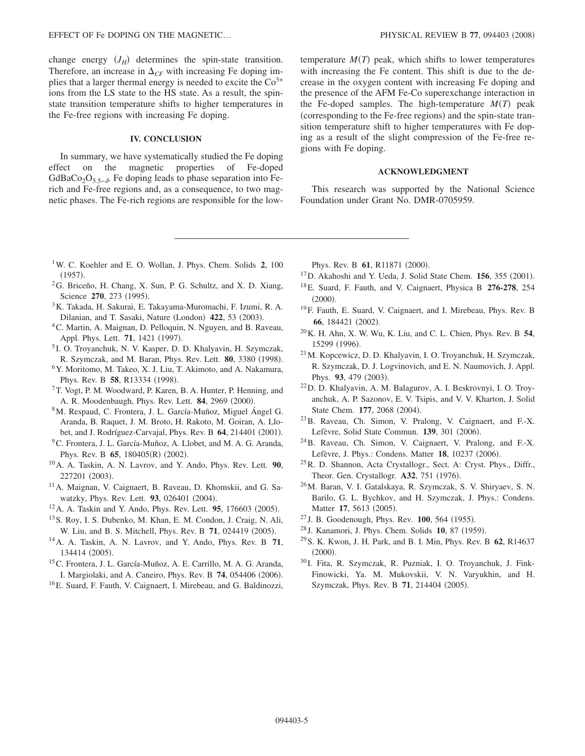change energy ($J_H$) determines the spin-state transition. Therefore, an increase in $\Delta_{CF}$ with increasing Fe doping implies that a larger thermal energy is needed to excite the $Co^{3+}$ ions from the LS state to the HS state. As a result, the spin-state transition temperature shifts to higher temperatures in the Fe-free regions with increasing Fe doping.

## IV. CONCLUSION

In summary, we have systematically studied the Fe doping effect on the magnetic properties of Fe-doped $GdBaCo_2O_{5.5-\delta}$. Fe doping leads to phase separation into Fe-rich and Fe-free regions and, as a consequence, to two magnetic phases. The Fe-rich regions are responsible for the low-temperature $M(T)$ peak, which shifts to lower temperatures with increasing the Fe content. This shift is due to the decrease in the oxygen content with increasing Fe doping and the presence of the AFM Fe-Co superexchange interaction in the Fe-doped samples. The high-temperature $M(T)$ peak (corresponding to the Fe-free regions) and the spin-state transition temperature shift to higher temperatures with Fe doping as a result of the slight compression of the Fe-free regions with Fe doping.

## ACKNOWLEDGMENT

This research was supported by the National Science Foundation under Grant No. DMR-0705959.

---

[1] W. C. Koehler and E. O. Wollan, J. Phys. Chem. Solids **2**, 100 (1957).

[2] G. Briceño, H. Chang, X. Sun, P. G. Schultz, and X. D. Xiang, Science **270**, 273 (1995).

[3] K. Takada, H. Sakurai, E. Takayama-Muromachi, F. Izumi, R. A. Dilanian, and T. Sasaki, Nature (London) **422**, 53 (2003).

[4] C. Martin, A. Maignan, D. Pelloquin, N. Nguyen, and B. Raveau, Appl. Phys. Lett. **71**, 1421 (1997).

[5] I. O. Troyanchuk, N. V. Kasper, D. D. Khalyavin, H. Szymczak, R. Szymczak, and M. Baran, Phys. Rev. Lett. **80**, 3380 (1998).

[6] Y. Moritomo, M. Takeo, X. J. Liu, T. Akimoto, and A. Nakamura, Phys. Rev. B **58**, R13334 (1998).

[7] T. Vogt, P. M. Woodward, P. Karen, B. A. Hunter, P. Henning, and A. R. Moodenbaugh, Phys. Rev. Lett. **84**, 2969 (2000).

[8] M. Respaud, C. Frontera, J. L. García-Muñoz, Miguel Ángel G. Aranda, B. Raquet, J. M. Broto, H. Rakoto, M. Goiran, A. Llobet, and J. Rodríguez-Carvajal, Phys. Rev. B **64**, 214401 (2001).

[9] C. Frontera, J. L. García-Muñoz, A. Llobet, and M. A. G. Aranda, Phys. Rev. B **65**, 180405(R) (2002).

[10] A. A. Taskin, A. N. Lavrov, and Y. Ando, Phys. Rev. Lett. **90**, 227201 (2003).

[11] A. Maignan, V. Caignaert, B. Raveau, D. Khomskii, and G. Sawatzky, Phys. Rev. Lett. **93**, 026401 (2004).

[12] A. A. Taskin and Y. Ando, Phys. Rev. Lett. **95**, 176603 (2005).

[13] S. Roy, I. S. Dubenko, M. Khan, E. M. Condon, J. Craig, N. Ali, W. Liu, and B. S. Mitchell, Phys. Rev. B **71**, 024419 (2005).

[14] A. A. Taskin, A. N. Lavrov, and Y. Ando, Phys. Rev. B **71**, 134414 (2005).

[15] C. Frontera, J. L. García-Muñoz, A. E. Carrillo, M. A. G. Aranda, I. Margiolaki, and A. Caneiro, Phys. Rev. B **74**, 054406 (2006).

[16] E. Suard, F. Fauth, V. Caignaert, I. Mirebeau, and G. Baldinozzi, Phys. Rev. B **61**, R11871 (2000).

[17] D. Akahoshi and Y. Ueda, J. Solid State Chem. **156**, 355 (2001).

[18] E. Suard, F. Fauth, and V. Caignaert, Physica B **276-278**, 254 (2000).

[19] F. Fauth, E. Suard, V. Caignaert, and I. Mirebeau, Phys. Rev. B **66**, 184421 (2002).

[20] K. H. Ahn, X. W. Wu, K. Liu, and C. L. Chien, Phys. Rev. B **54**, 15299 (1996).

[21] M. Kopcewicz, D. D. Khalyavin, I. O. Troyanchuk, H. Szymczak, R. Szymczak, D. J. Logvinovich, and E. N. Naumovich, J. Appl. Phys. **93**, 479 (2003).

[22] D. D. Khalyavin, A. M. Balagurov, A. I. Beskrovnyi, I. O. Troyanchuk, A. P. Sazonov, E. V. Tsipis, and V. V. Kharton, J. Solid State Chem. **177**, 2068 (2004).

[23] B. Raveau, Ch. Simon, V. Pralong, V. Caignaert, and F.-X. Lefèvre, Solid State Commun. **139**, 301 (2006).

[24] B. Raveau, Ch. Simon, V. Caignaert, V. Pralong, and F.-X. Lefèvre, J. Phys.: Condens. Matter **18**, 10237 (2006).

[25] R. D. Shannon, Acta Crystallogr., Sect. A: Cryst. Phys., Diffr., Theor. Gen. Crystallogr. **A32**, 751 (1976).

[26] M. Baran, V. I. Gatalskaya, R. Szymczak, S. V. Shiryaev, S. N. Barilo, G. L. Bychkov, and H. Szymczak, J. Phys.: Condens. Matter **17**, 5613 (2005).

[27] J. B. Goodenough, Phys. Rev. **100**, 564 (1955).

[28] J. Kanamori, J. Phys. Chem. Solids **10**, 87 (1959).

[29] S. K. Kwon, J. H. Park, and B. I. Min, Phys. Rev. B **62**, R14637 (2000).

[30] I. Fita, R. Szymczak, R. Puzniak, I. O. Troyanchuk, J. Fink-Finowicki, Ya. M. Mukovskii, V. N. Varyukhin, and H. Szymczak, Phys. Rev. B **71**, 214404 (2005).